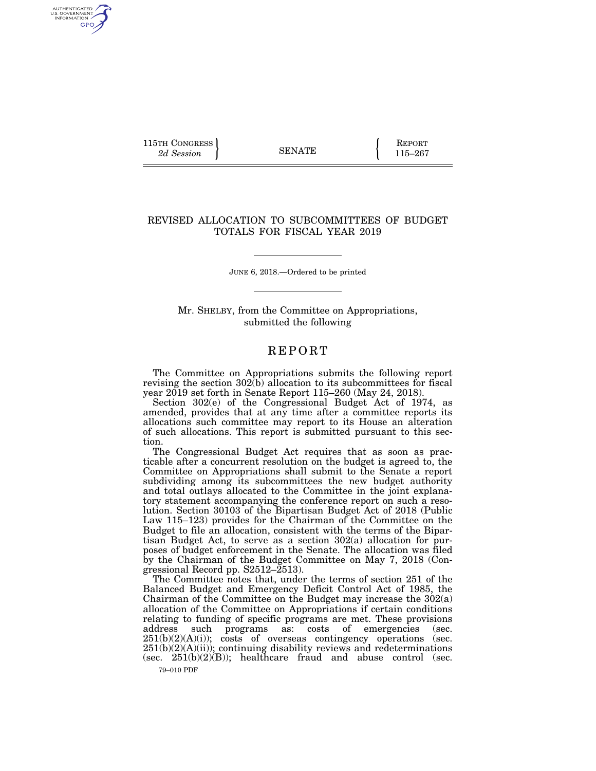115TH CONGRESS
*2d Session*

SENATE

REPORT
115–267

# REVISED ALLOCATION TO SUBCOMMITTEES OF BUDGET TOTALS FOR FISCAL YEAR 2019

JUNE 6, 2018.—Ordered to be printed

Mr. SHELBY, from the Committee on Appropriations, submitted the following

## REPORT

The Committee on Appropriations submits the following report revising the section 302(b) allocation to its subcommittees for fiscal year 2019 set forth in Senate Report 115–260 (May 24, 2018).

Section 302(e) of the Congressional Budget Act of 1974, as amended, provides that at any time after a committee reports its allocations such committee may report to its House an alteration of such allocations. This report is submitted pursuant to this section.

The Congressional Budget Act requires that as soon as practicable after a concurrent resolution on the budget is agreed to, the Committee on Appropriations shall submit to the Senate a report subdividing among its subcommittees the new budget authority and total outlays allocated to the Committee in the joint explanatory statement accompanying the conference report on such a resolution. Section 30103 of the Bipartisan Budget Act of 2018 (Public Law 115–123) provides for the Chairman of the Committee on the Budget to file an allocation, consistent with the terms of the Bipartisan Budget Act, to serve as a section 302(a) allocation for purposes of budget enforcement in the Senate. The allocation was filed by the Chairman of the Budget Committee on May 7, 2018 (Congressional Record pp. S2512–2513).

The Committee notes that, under the terms of section 251 of the Balanced Budget and Emergency Deficit Control Act of 1985, the Chairman of the Committee on the Budget may increase the 302(a) allocation of the Committee on Appropriations if certain conditions relating to funding of specific programs are met. These provisions address such programs as: costs of emergencies (sec. 251(b)(2)(A)(i)); costs of overseas contingency operations (sec. 251(b)(2)(A)(ii)); continuing disability reviews and redeterminations (sec. 251(b)(2)(B)); healthcare fraud and abuse control (sec.

79–010 PDF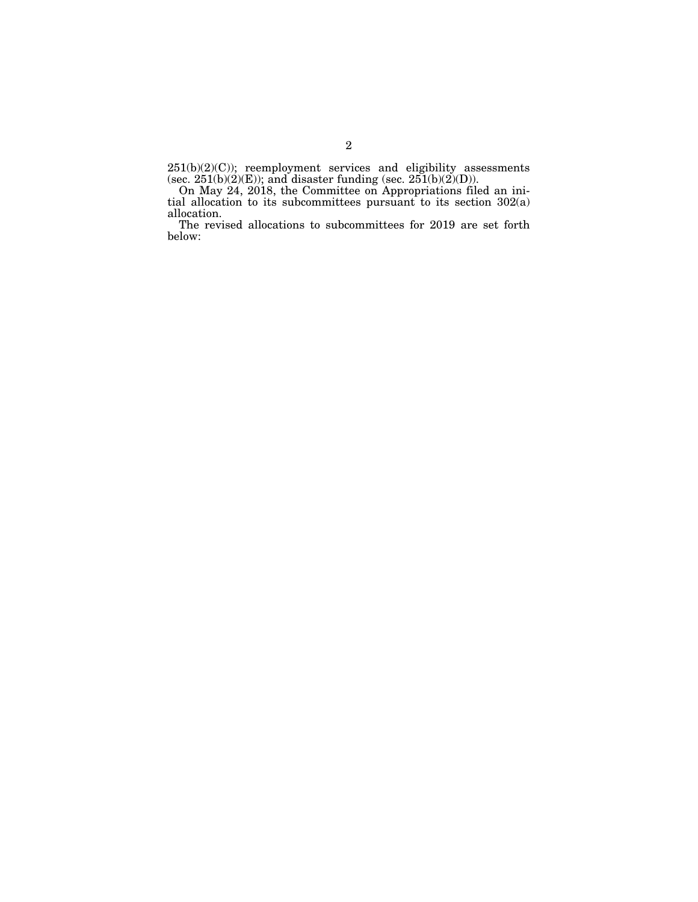251(b)(2)(C)); reemployment services and eligibility assessments (sec. 251(b)(2)(E)); and disaster funding (sec. 251(b)(2)(D)).

On May 24, 2018, the Committee on Appropriations filed an initial allocation to its subcommittees pursuant to its section 302(a) allocation.

The revised allocations to subcommittees for 2019 are set forth below: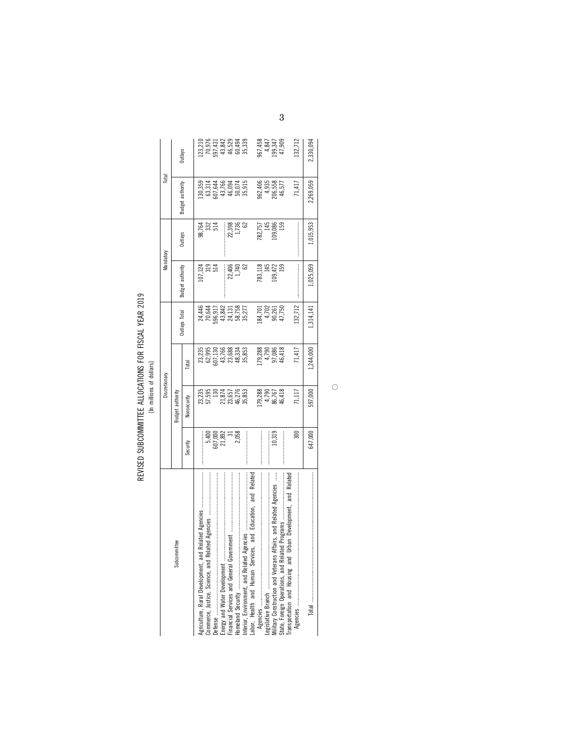# REVISED SUBCOMMITTEE ALLOCATIONS FOR FISCAL YEAR 2019

[In millions of dollars]

| Subcommittee | Discretionary | | | | Mandatory | | Total | |
|---|---|---|---|---|---|---|---|---|
| | Budget authority | | | Outlays Total | Budget authority | Outlays | Budget authority | Outlays |
| | Security | Nonsecurity | Total | | | | | |
| Agriculture, Rural Development, and Related Agencies | .................... | 23,235 | 23,235 | 24,446 | 107,124 | 98,764 | 130,359 | 123,210 |
| Commerce, Justice, Science, and Related Agencies | 5,400 | 57,595 | 62,995 | 70,644 | 319 | 332 | 63,314 | 70,976 |
| Defense | 607,000 | 130 | 607,130 | 596,917 | 514 | 514 | 607,644 | 597,431 |
| Energy and Water Development | 21,892 | 21,874 | 43,766 | 43,842 | .................... | .................... | 43,766 | 43,842 |
| Financial Services and General Government | 31 | 23,657 | 23,688 | 24,131 | 22,406 | 22,398 | 46,094 | 46,529 |
| Homeland Security | 2,058 | 46,276 | 48,334 | 58,758 | 1,740 | 1,736 | 50,074 | 60,494 |
| Interior, Environment, and Related Agencies | .................... | 35,853 | 35,853 | 35,277 | 62 | 62 | 35,915 | 35,339 |
| Labor, Health and Human Services, and Education, and Related Agencies | .................... | 179,288 | 179,288 | 184,701 | 783,118 | 782,757 | 962,406 | 967,458 |
| Legislative Branch | .................... | 4,790 | 4,790 | 4,702 | 145 | 145 | 4,935 | 4,847 |
| Military Construction and Veterans Affairs, and Related Agencies | 10,319 | 86,767 | 97,086 | 90,261 | 109,472 | 109,086 | 206,558 | 199,347 |
| State, Foreign Operations, and Related Programs | .................... | 46,418 | 46,418 | 47,750 | 159 | 159 | 46,577 | 47,909 |
| Transportation and Housing and Urban Development, and Related Agencies | 300 | 71,117 | 71,417 | 132,712 | .................... | .................... | 71,417 | 132,712 |
| Total | 647,000 | 597,000 | 1,244,000 | 1,314,141 | 1,025,059 | 1,015,953 | 2,269,059 | 2,330,094 |

○